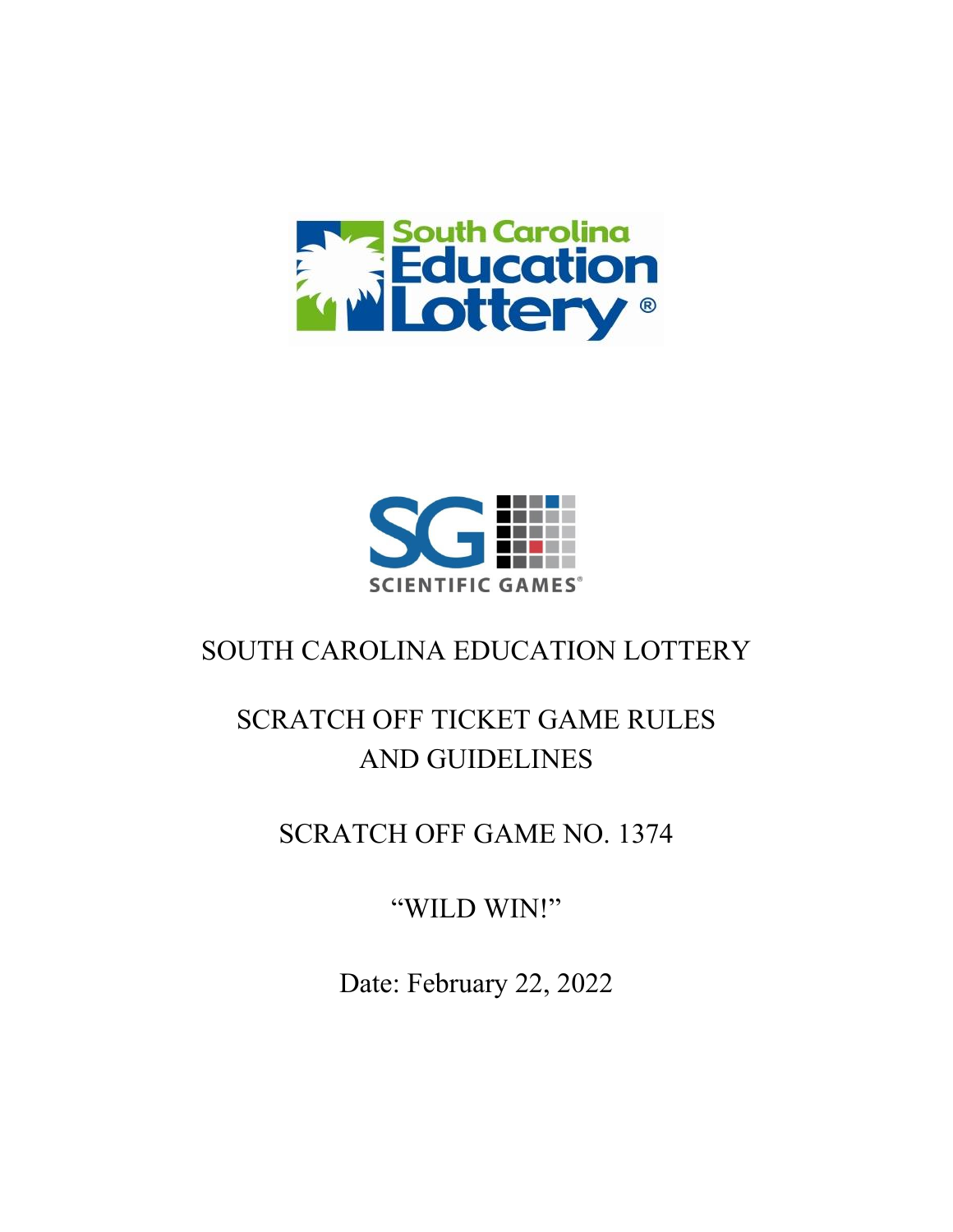SOUTH CAROLINA EDUCATION LOTTERY

SCRATCH OFF TICKET GAME RULES AND GUIDELINES

SCRATCH OFF GAME NO. 1374

"WILD WIN!"

Date: February 22, 2022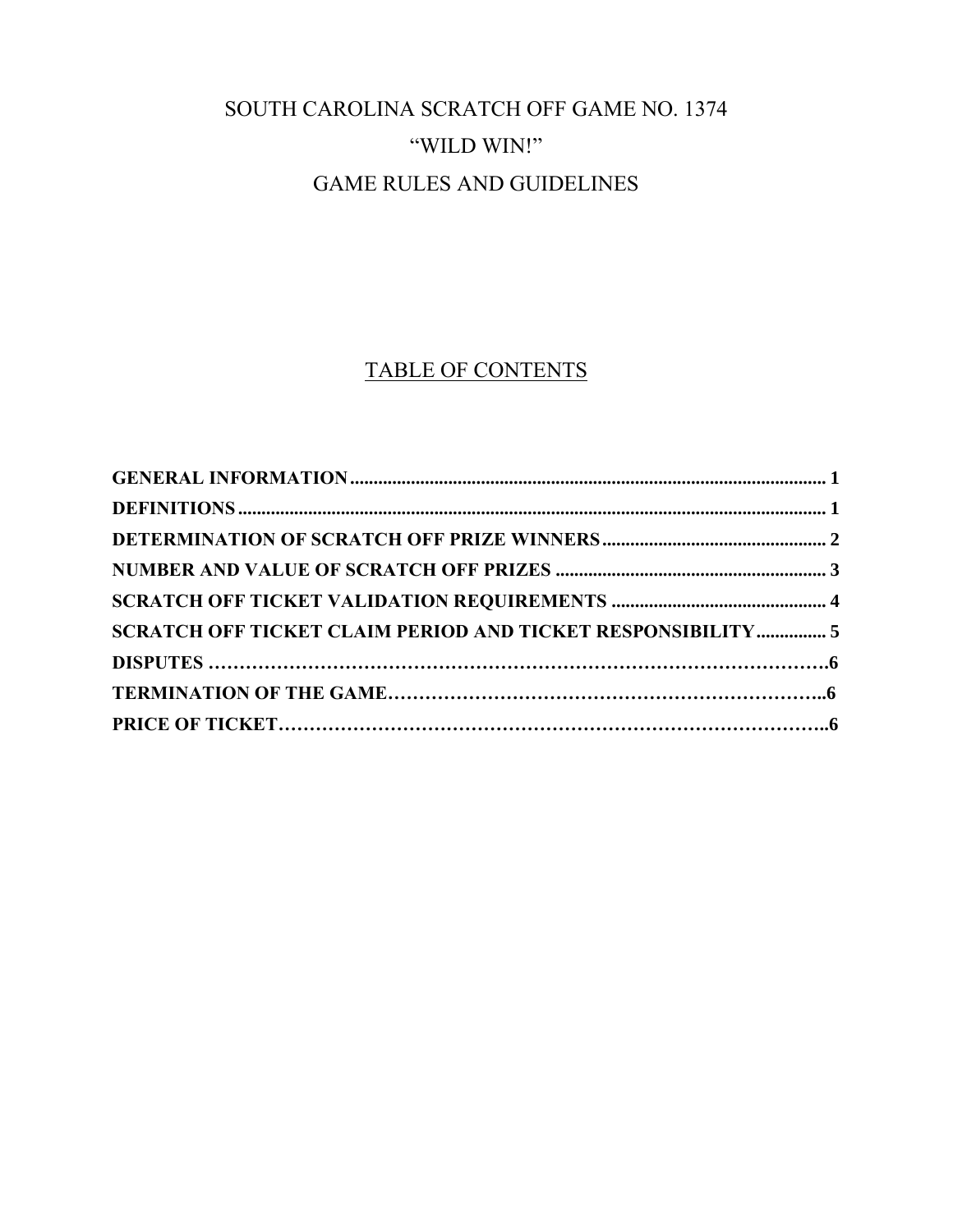# SOUTH CAROLINA SCRATCH OFF GAME NO. 1374

# "WILD WIN!"

# GAME RULES AND GUIDELINES

## TABLE OF CONTENTS

| | |
|---|---|
| **GENERAL INFORMATION** | **1** |
| **DEFINITIONS** | **1** |
| **DETERMINATION OF SCRATCH OFF PRIZE WINNERS** | **2** |
| **NUMBER AND VALUE OF SCRATCH OFF PRIZES** | **3** |
| **SCRATCH OFF TICKET VALIDATION REQUIREMENTS** | **4** |
| **SCRATCH OFF TICKET CLAIM PERIOD AND TICKET RESPONSIBILITY** | **5** |
| **DISPUTES** | **6** |
| **TERMINATION OF THE GAME** | **6** |
| **PRICE OF TICKET** | **6** |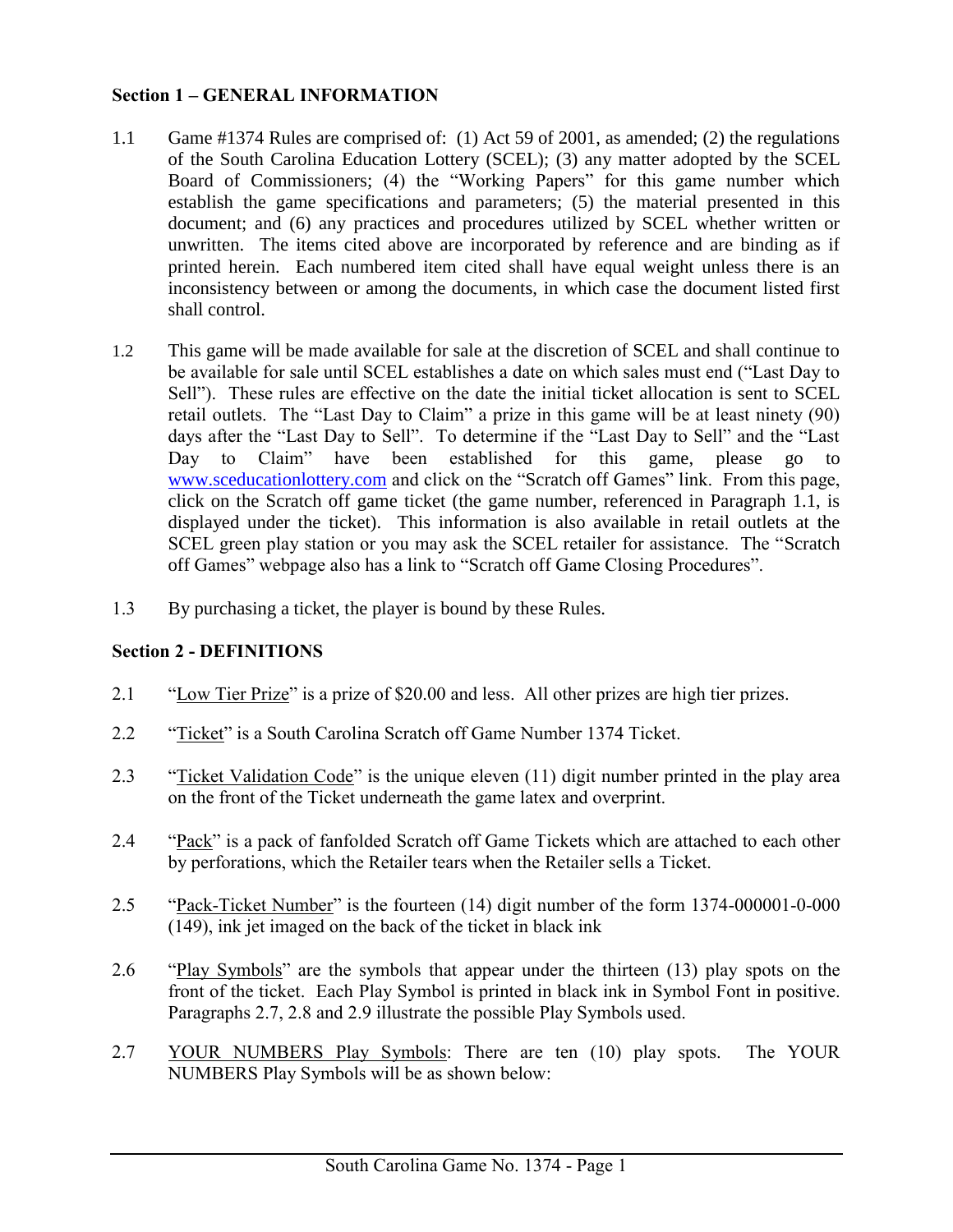### Section 1 – GENERAL INFORMATION

1.1 Game #1374 Rules are comprised of: (1) Act 59 of 2001, as amended; (2) the regulations of the South Carolina Education Lottery (SCEL); (3) any matter adopted by the SCEL Board of Commissioners; (4) the "Working Papers" for this game number which establish the game specifications and parameters; (5) the material presented in this document; and (6) any practices and procedures utilized by SCEL whether written or unwritten. The items cited above are incorporated by reference and are binding as if printed herein. Each numbered item cited shall have equal weight unless there is an inconsistency between or among the documents, in which case the document listed first shall control.

1.2 This game will be made available for sale at the discretion of SCEL and shall continue to be available for sale until SCEL establishes a date on which sales must end ("Last Day to Sell"). These rules are effective on the date the initial ticket allocation is sent to SCEL retail outlets. The "Last Day to Claim" a prize in this game will be at least ninety (90) days after the "Last Day to Sell". To determine if the "Last Day to Sell" and the "Last Day to Claim" have been established for this game, please go to www.sceducationlottery.com and click on the "Scratch off Games" link. From this page, click on the Scratch off game ticket (the game number, referenced in Paragraph 1.1, is displayed under the ticket). This information is also available in retail outlets at the SCEL green play station or you may ask the SCEL retailer for assistance. The "Scratch off Games" webpage also has a link to "Scratch off Game Closing Procedures".

1.3 By purchasing a ticket, the player is bound by these Rules.

### Section 2 - DEFINITIONS

2.1 "Low Tier Prize" is a prize of $20.00 and less. All other prizes are high tier prizes.

2.2 "Ticket" is a South Carolina Scratch off Game Number 1374 Ticket.

2.3 "Ticket Validation Code" is the unique eleven (11) digit number printed in the play area on the front of the Ticket underneath the game latex and overprint.

2.4 "Pack" is a pack of fanfolded Scratch off Game Tickets which are attached to each other by perforations, which the Retailer tears when the Retailer sells a Ticket.

2.5 "Pack-Ticket Number" is the fourteen (14) digit number of the form 1374-000001-0-000 (149), ink jet imaged on the back of the ticket in black ink

2.6 "Play Symbols" are the symbols that appear under the thirteen (13) play spots on the front of the ticket. Each Play Symbol is printed in black ink in Symbol Font in positive. Paragraphs 2.7, 2.8 and 2.9 illustrate the possible Play Symbols used.

2.7 YOUR NUMBERS Play Symbols: There are ten (10) play spots. The YOUR NUMBERS Play Symbols will be as shown below: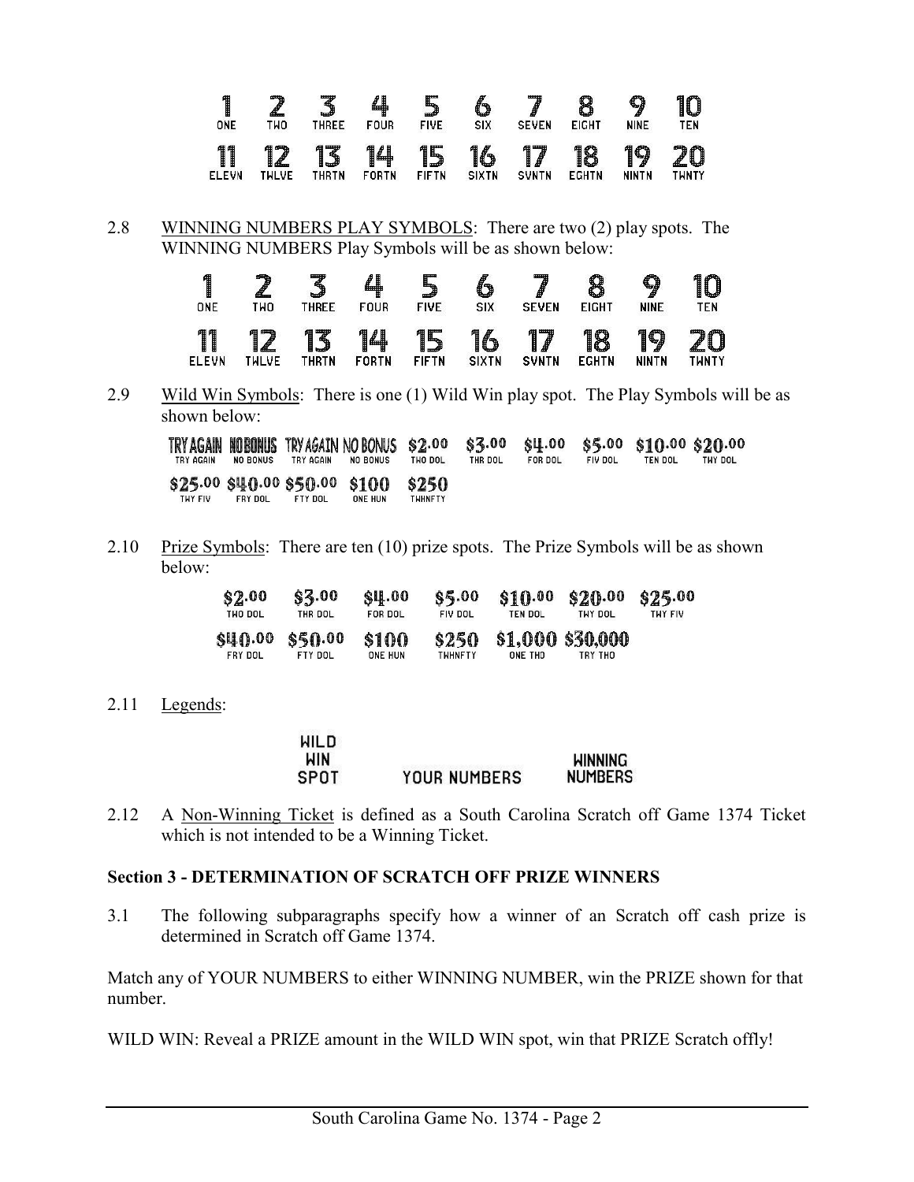| 1 | 2 | 3 | 4 | 5 | 6 | 7 | 8 | 9 | 10 |
| --- | --- | --- | --- | --- | --- | --- | --- | --- | --- |
| ONE | TWO | THREE | FOUR | FIVE | SIX | SEVEN | EIGHT | NINE | TEN |
| 11 | 12 | 13 | 14 | 15 | 16 | 17 | 18 | 19 | 20 |
| ELEVN | TWLVE | THRTN | FORTN | FIFTN | SIXTN | SVNTN | EGHTN | NINTN | TWNTY |

2.8 WINNING NUMBERS PLAY SYMBOLS: There are two (2) play spots. The WINNING NUMBERS Play Symbols will be as shown below:

| 1 | 2 | 3 | 4 | 5 | 6 | 7 | 8 | 9 | 10 |
| --- | --- | --- | --- | --- | --- | --- | --- | --- | --- |
| ONE | TWO | THREE | FOUR | FIVE | SIX | SEVEN | EIGHT | NINE | TEN |
| 11 | 12 | 13 | 14 | 15 | 16 | 17 | 18 | 19 | 20 |
| ELEVN | TWLVE | THRTN | FORTN | FIFTN | SIXTN | SVNTN | EGHTN | NINTN | TWNTY |

2.9 Wild Win Symbols: There is one (1) Wild Win play spot. The Play Symbols will be as shown below:

| TRY AGAIN | NO BONUS | TRY AGAIN | NO BONUS | $2.00 | $3.00 | $4.00 | $5.00 | $10.00 | $20.00 |
| --- | --- | --- | --- | --- | --- | --- | --- | --- | --- |
| TRY AGAIN | NO BONUS | TRY AGAIN | NO BONUS | TWO DOL | THR DOL | FOR DOL | FIV DOL | TEN DOL | TWY DOL |
| $25.00 | $40.00 | $50.00 | $100 | $250 | | | | | |
| TWY FIV | FRY DOL | FTY DOL | ONE HUN | TWHNFTY | | | | | |

2.10 Prize Symbols: There are ten (10) prize spots. The Prize Symbols will be as shown below:

| $2.00 | $3.00 | $4.00 | $5.00 | $10.00 | $20.00 | $25.00 |
| --- | --- | --- | --- | --- | --- | --- |
| TWO DOL | THR DOL | FOR DOL | FIV DOL | TEN DOL | TWY DOL | TWY FIV |
| $40.00 | $50.00 | $100 | $250 | $1,000 | $30,000 | |
| FRY DOL | FTY DOL | ONE HUN | TWHNFTY | ONE THO | TRY THO | |

2.11 Legends:

WILD WIN SPOT　　YOUR NUMBERS　　WINNING NUMBERS

2.12 A Non-Winning Ticket is defined as a South Carolina Scratch off Game 1374 Ticket which is not intended to be a Winning Ticket.

**Section 3 - DETERMINATION OF SCRATCH OFF PRIZE WINNERS**

3.1 The following subparagraphs specify how a winner of an Scratch off cash prize is determined in Scratch off Game 1374.

Match any of YOUR NUMBERS to either WINNING NUMBER, win the PRIZE shown for that number.

WILD WIN: Reveal a PRIZE amount in the WILD WIN spot, win that PRIZE Scratch offly!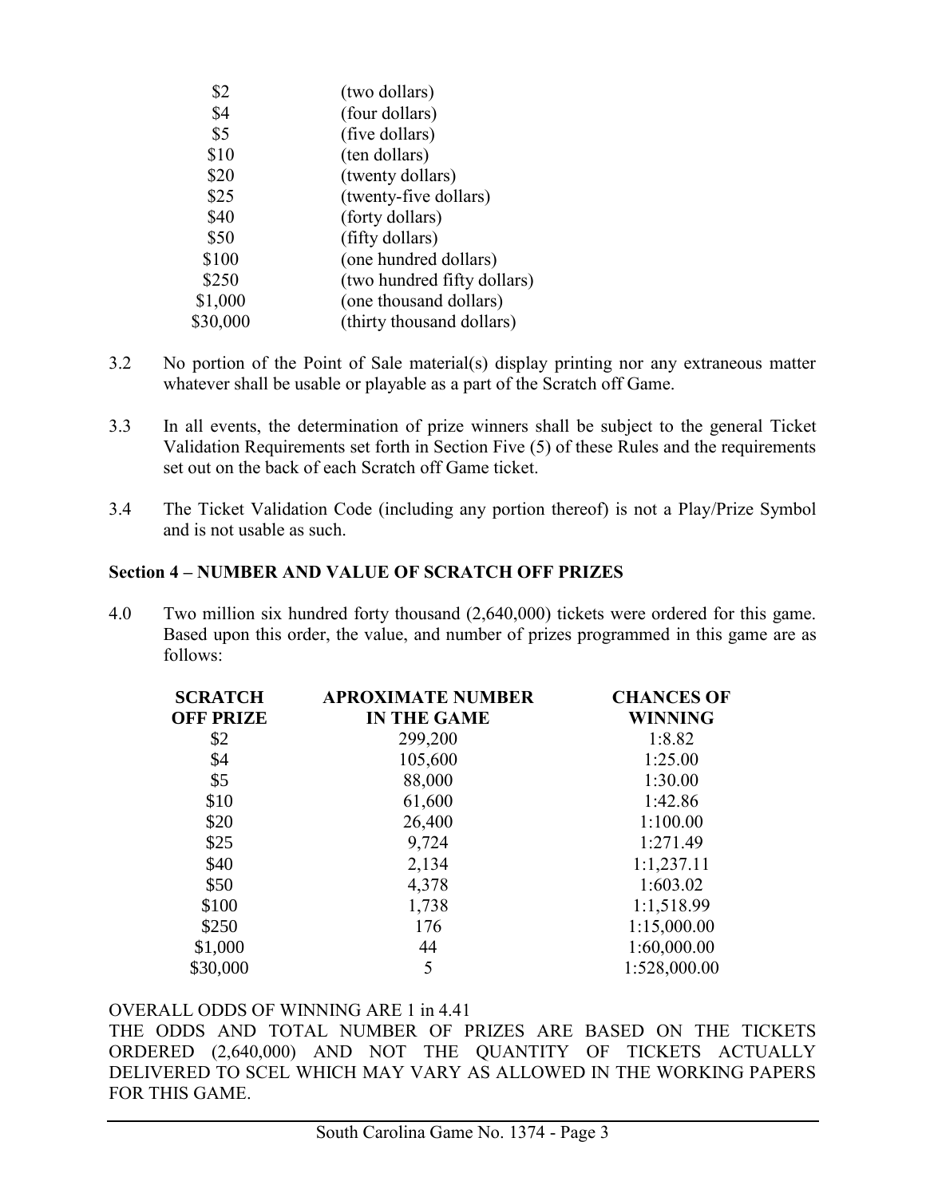| | |
|---|---|
| \$2 | (two dollars) |
| \$4 | (four dollars) |
| \$5 | (five dollars) |
| \$10 | (ten dollars) |
| \$20 | (twenty dollars) |
| \$25 | (twenty-five dollars) |
| \$40 | (forty dollars) |
| \$50 | (fifty dollars) |
| \$100 | (one hundred dollars) |
| \$250 | (two hundred fifty dollars) |
| \$1,000 | (one thousand dollars) |
| \$30,000 | (thirty thousand dollars) |

3.2 No portion of the Point of Sale material(s) display printing nor any extraneous matter whatever shall be usable or playable as a part of the Scratch off Game.

3.3 In all events, the determination of prize winners shall be subject to the general Ticket Validation Requirements set forth in Section Five (5) of these Rules and the requirements set out on the back of each Scratch off Game ticket.

3.4 The Ticket Validation Code (including any portion thereof) is not a Play/Prize Symbol and is not usable as such.

## Section 4 – NUMBER AND VALUE OF SCRATCH OFF PRIZES

4.0 Two million six hundred forty thousand (2,640,000) tickets were ordered for this game. Based upon this order, the value, and number of prizes programmed in this game are as follows:

| SCRATCH OFF PRIZE | APROXIMATE NUMBER IN THE GAME | CHANCES OF WINNING |
|---|---|---|
| \$2 | 299,200 | 1:8.82 |
| \$4 | 105,600 | 1:25.00 |
| \$5 | 88,000 | 1:30.00 |
| \$10 | 61,600 | 1:42.86 |
| \$20 | 26,400 | 1:100.00 |
| \$25 | 9,724 | 1:271.49 |
| \$40 | 2,134 | 1:1,237.11 |
| \$50 | 4,378 | 1:603.02 |
| \$100 | 1,738 | 1:1,518.99 |
| \$250 | 176 | 1:15,000.00 |
| \$1,000 | 44 | 1:60,000.00 |
| \$30,000 | 5 | 1:528,000.00 |

OVERALL ODDS OF WINNING ARE 1 in 4.41

THE ODDS AND TOTAL NUMBER OF PRIZES ARE BASED ON THE TICKETS ORDERED (2,640,000) AND NOT THE QUANTITY OF TICKETS ACTUALLY DELIVERED TO SCEL WHICH MAY VARY AS ALLOWED IN THE WORKING PAPERS FOR THIS GAME.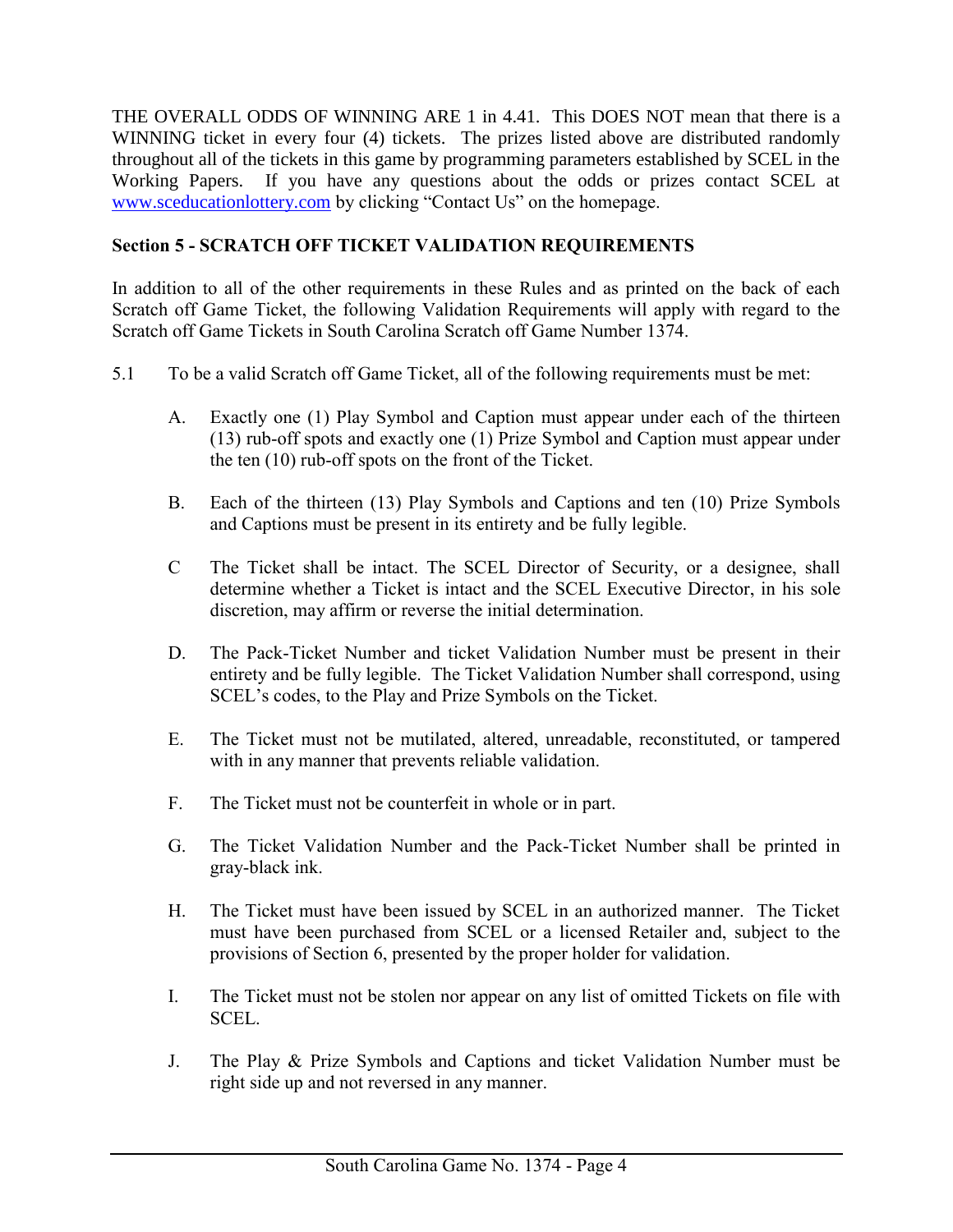THE OVERALL ODDS OF WINNING ARE 1 in 4.41. This DOES NOT mean that there is a WINNING ticket in every four (4) tickets. The prizes listed above are distributed randomly throughout all of the tickets in this game by programming parameters established by SCEL in the Working Papers. If you have any questions about the odds or prizes contact SCEL at [www.sceducationlottery.com](http://www.sceducationlottery.com) by clicking "Contact Us" on the homepage.

**Section 5 - SCRATCH OFF TICKET VALIDATION REQUIREMENTS**

In addition to all of the other requirements in these Rules and as printed on the back of each Scratch off Game Ticket, the following Validation Requirements will apply with regard to the Scratch off Game Tickets in South Carolina Scratch off Game Number 1374.

5.1 To be a valid Scratch off Game Ticket, all of the following requirements must be met:

A. Exactly one (1) Play Symbol and Caption must appear under each of the thirteen (13) rub-off spots and exactly one (1) Prize Symbol and Caption must appear under the ten (10) rub-off spots on the front of the Ticket.

B. Each of the thirteen (13) Play Symbols and Captions and ten (10) Prize Symbols and Captions must be present in its entirety and be fully legible.

C The Ticket shall be intact. The SCEL Director of Security, or a designee, shall determine whether a Ticket is intact and the SCEL Executive Director, in his sole discretion, may affirm or reverse the initial determination.

D. The Pack-Ticket Number and ticket Validation Number must be present in their entirety and be fully legible. The Ticket Validation Number shall correspond, using SCEL's codes, to the Play and Prize Symbols on the Ticket.

E. The Ticket must not be mutilated, altered, unreadable, reconstituted, or tampered with in any manner that prevents reliable validation.

F. The Ticket must not be counterfeit in whole or in part.

G. The Ticket Validation Number and the Pack-Ticket Number shall be printed in gray-black ink.

H. The Ticket must have been issued by SCEL in an authorized manner. The Ticket must have been purchased from SCEL or a licensed Retailer and, subject to the provisions of Section 6, presented by the proper holder for validation.

I. The Ticket must not be stolen nor appear on any list of omitted Tickets on file with SCEL.

J. The Play & Prize Symbols and Captions and ticket Validation Number must be right side up and not reversed in any manner.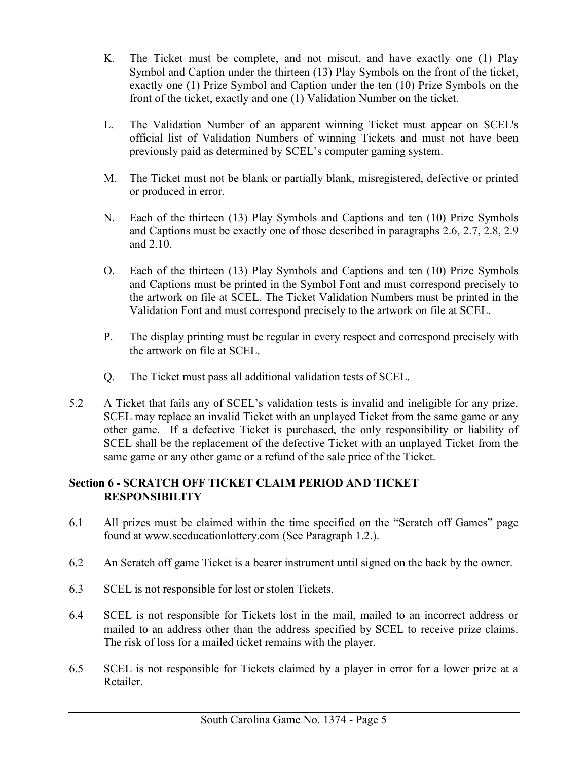K. The Ticket must be complete, and not miscut, and have exactly one (1) Play Symbol and Caption under the thirteen (13) Play Symbols on the front of the ticket, exactly one (1) Prize Symbol and Caption under the ten (10) Prize Symbols on the front of the ticket, exactly and one (1) Validation Number on the ticket.

L. The Validation Number of an apparent winning Ticket must appear on SCEL's official list of Validation Numbers of winning Tickets and must not have been previously paid as determined by SCEL's computer gaming system.

M. The Ticket must not be blank or partially blank, misregistered, defective or printed or produced in error.

N. Each of the thirteen (13) Play Symbols and Captions and ten (10) Prize Symbols and Captions must be exactly one of those described in paragraphs 2.6, 2.7, 2.8, 2.9 and 2.10.

O. Each of the thirteen (13) Play Symbols and Captions and ten (10) Prize Symbols and Captions must be printed in the Symbol Font and must correspond precisely to the artwork on file at SCEL. The Ticket Validation Numbers must be printed in the Validation Font and must correspond precisely to the artwork on file at SCEL.

P. The display printing must be regular in every respect and correspond precisely with the artwork on file at SCEL.

Q. The Ticket must pass all additional validation tests of SCEL.

5.2 A Ticket that fails any of SCEL's validation tests is invalid and ineligible for any prize. SCEL may replace an invalid Ticket with an unplayed Ticket from the same game or any other game. If a defective Ticket is purchased, the only responsibility or liability of SCEL shall be the replacement of the defective Ticket with an unplayed Ticket from the same game or any other game or a refund of the sale price of the Ticket.

**Section 6 - SCRATCH OFF TICKET CLAIM PERIOD AND TICKET RESPONSIBILITY**

6.1 All prizes must be claimed within the time specified on the "Scratch off Games" page found at www.sceducationlottery.com (See Paragraph 1.2.).

6.2 An Scratch off game Ticket is a bearer instrument until signed on the back by the owner.

6.3 SCEL is not responsible for lost or stolen Tickets.

6.4 SCEL is not responsible for Tickets lost in the mail, mailed to an incorrect address or mailed to an address other than the address specified by SCEL to receive prize claims. The risk of loss for a mailed ticket remains with the player.

6.5 SCEL is not responsible for Tickets claimed by a player in error for a lower prize at a Retailer.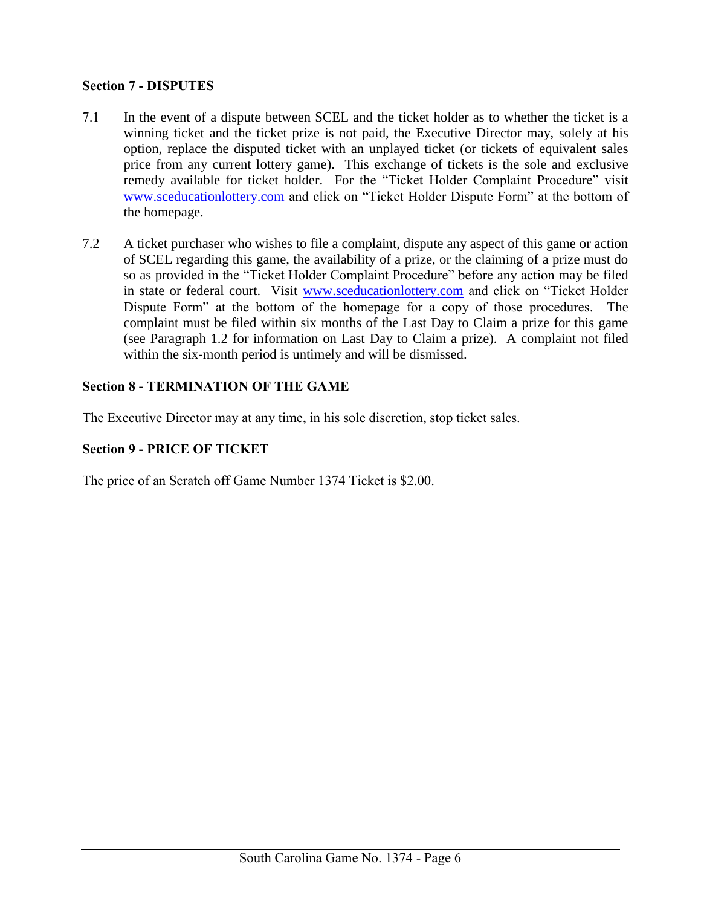## Section 7 - DISPUTES

7.1 In the event of a dispute between SCEL and the ticket holder as to whether the ticket is a winning ticket and the ticket prize is not paid, the Executive Director may, solely at his option, replace the disputed ticket with an unplayed ticket (or tickets of equivalent sales price from any current lottery game). This exchange of tickets is the sole and exclusive remedy available for ticket holder. For the "Ticket Holder Complaint Procedure" visit www.sceducationlottery.com and click on "Ticket Holder Dispute Form" at the bottom of the homepage.

7.2 A ticket purchaser who wishes to file a complaint, dispute any aspect of this game or action of SCEL regarding this game, the availability of a prize, or the claiming of a prize must do so as provided in the "Ticket Holder Complaint Procedure" before any action may be filed in state or federal court. Visit www.sceducationlottery.com and click on "Ticket Holder Dispute Form" at the bottom of the homepage for a copy of those procedures. The complaint must be filed within six months of the Last Day to Claim a prize for this game (see Paragraph 1.2 for information on Last Day to Claim a prize). A complaint not filed within the six-month period is untimely and will be dismissed.

## Section 8 - TERMINATION OF THE GAME

The Executive Director may at any time, in his sole discretion, stop ticket sales.

## Section 9 - PRICE OF TICKET

The price of an Scratch off Game Number 1374 Ticket is $2.00.